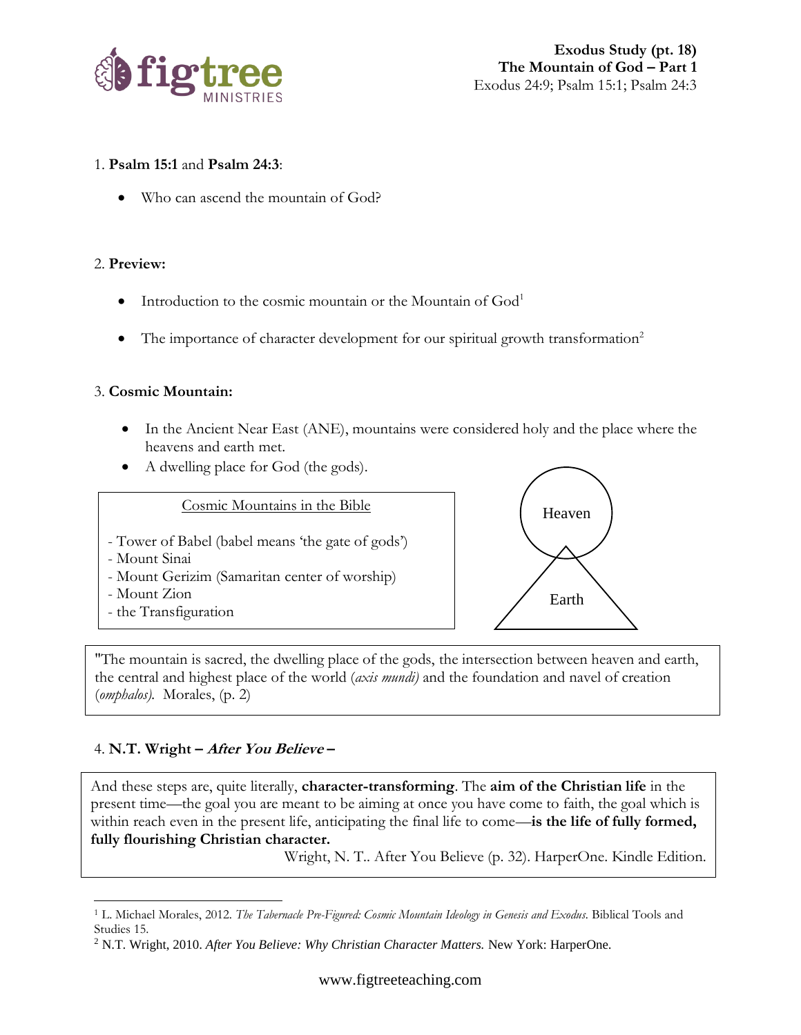**Exodus Study (pt. 18)**
**The Mountain of God – Part 1**
Exodus 24:9; Psalm 15:1; Psalm 24:3

1. **Psalm 15:1** and **Psalm 24:3**:

- Who can ascend the mountain of God?

2. **Preview:**

- Introduction to the cosmic mountain or the Mountain of God[1]
- The importance of character development for our spiritual growth transformation[2]

3. **Cosmic Mountain:**

- In the Ancient Near East (ANE), mountains were considered holy and the place where the heavens and earth met.
- A dwelling place for God (the gods).

Cosmic Mountains in the Bible

- Tower of Babel (babel means 'the gate of gods')
- Mount Sinai
- Mount Gerizim (Samaritan center of worship)
- Mount Zion
- the Transfiguration

Heaven

Earth

"The mountain is sacred, the dwelling place of the gods, the intersection between heaven and earth, the central and highest place of the world (*axis mundi*) and the foundation and navel of creation (*omphalos*). Morales, (p. 2)

4. **N.T. Wright – *After You Believe* –**

> And these steps are, quite literally, **character-transforming**. The **aim of the Christian life** in the present time—the goal you are meant to be aiming at once you have come to faith, the goal which is within reach even in the present life, anticipating the final life to come—**is the life of fully formed, fully flourishing Christian character.**
>
> Wright, N. T.. After You Believe (p. 32). HarperOne. Kindle Edition.

---

[1] L. Michael Morales, 2012. *The Tabernacle Pre-Figured: Cosmic Mountain Ideology in Genesis and Exodus.* Biblical Tools and Studies 15.

[2] N.T. Wright, 2010. *After You Believe: Why Christian Character Matters.* New York: HarperOne.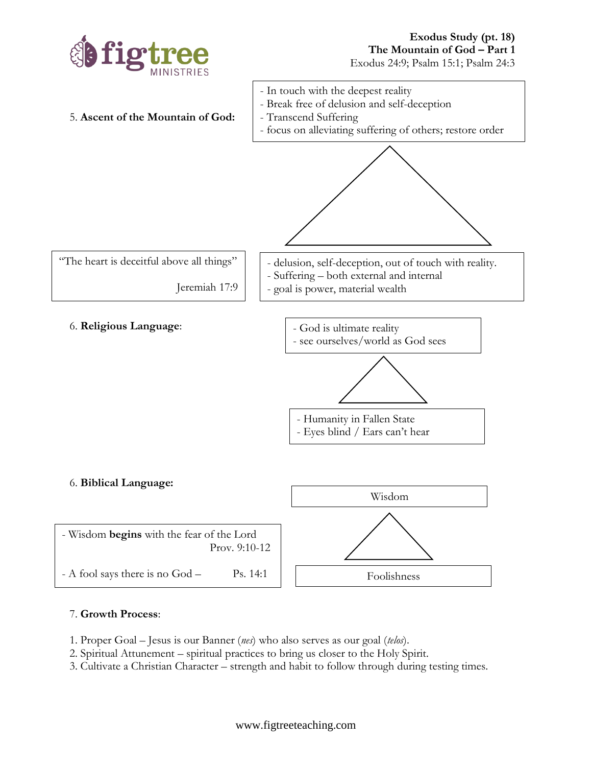**Exodus Study (pt. 18)**
**The Mountain of God – Part 1**
Exodus 24:9; Psalm 15:1; Psalm 24:3

5. **Ascent of the Mountain of God:**

- In touch with the deepest reality
- Break free of delusion and self-deception
- Transcend Suffering
- focus on alleviating suffering of others; restore order

- delusion, self-deception, out of touch with reality.
- Suffering – both external and internal
- goal is power, material wealth

"The heart is deceitful above all things"

Jeremiah 17:9

6. **Religious Language**:

- God is ultimate reality
- see ourselves/world as God sees

- Humanity in Fallen State
- Eyes blind / Ears can't hear

6. **Biblical Language:**

Wisdom

Foolishness

- Wisdom **begins** with the fear of the Lord — Prov. 9:10-12
- A fool says there is no God – Ps. 14:1

7. **Growth Process**:

1. Proper Goal – Jesus is our Banner (*nes*) who also serves as our goal (*telos*).
2. Spiritual Attunement – spiritual practices to bring us closer to the Holy Spirit.
3. Cultivate a Christian Character – strength and habit to follow through during testing times.